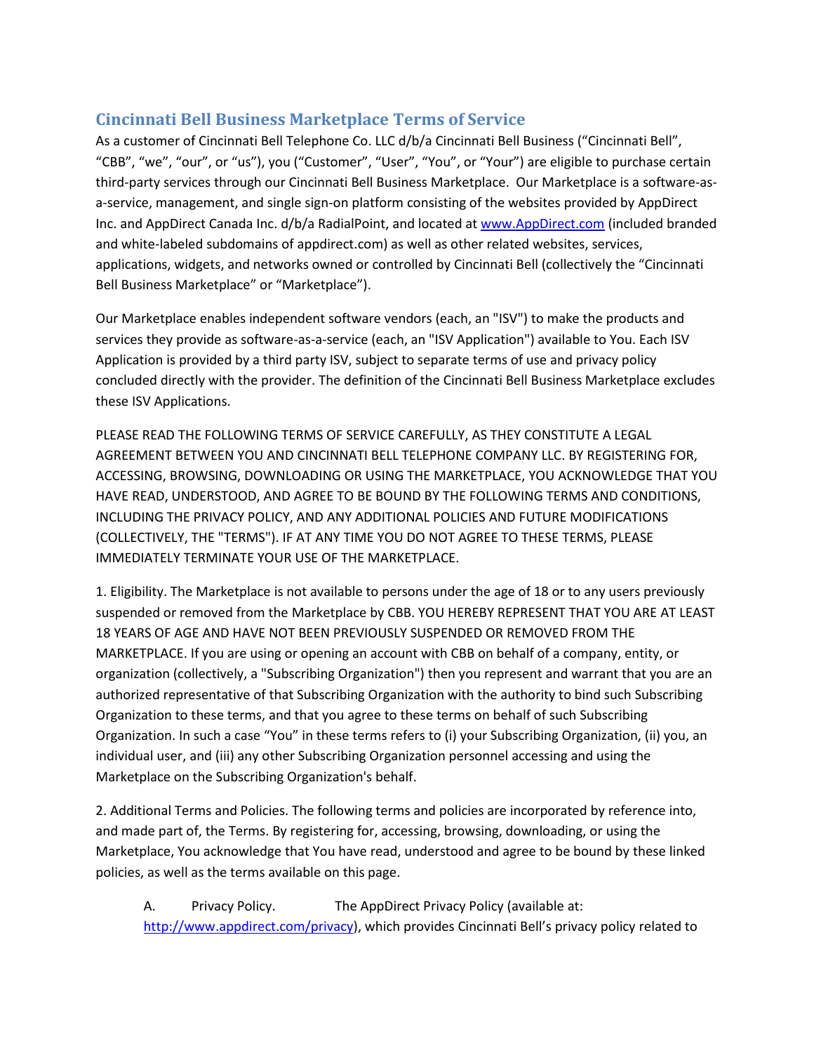## Cincinnati Bell Business Marketplace Terms of Service

As a customer of Cincinnati Bell Telephone Co. LLC d/b/a Cincinnati Bell Business ("Cincinnati Bell", "CBB", "we", "our", or "us"), you ("Customer", "User", "You", or "Your") are eligible to purchase certain third-party services through our Cincinnati Bell Business Marketplace. Our Marketplace is a software-as-a-service, management, and single sign-on platform consisting of the websites provided by AppDirect Inc. and AppDirect Canada Inc. d/b/a RadialPoint, and located at [www.AppDirect.com](http://www.AppDirect.com) (included branded and white-labeled subdomains of appdirect.com) as well as other related websites, services, applications, widgets, and networks owned or controlled by Cincinnati Bell (collectively the "Cincinnati Bell Business Marketplace" or "Marketplace").

Our Marketplace enables independent software vendors (each, an "ISV") to make the products and services they provide as software-as-a-service (each, an "ISV Application") available to You. Each ISV Application is provided by a third party ISV, subject to separate terms of use and privacy policy concluded directly with the provider. The definition of the Cincinnati Bell Business Marketplace excludes these ISV Applications.

PLEASE READ THE FOLLOWING TERMS OF SERVICE CAREFULLY, AS THEY CONSTITUTE A LEGAL AGREEMENT BETWEEN YOU AND CINCINNATI BELL TELEPHONE COMPANY LLC. BY REGISTERING FOR, ACCESSING, BROWSING, DOWNLOADING OR USING THE MARKETPLACE, YOU ACKNOWLEDGE THAT YOU HAVE READ, UNDERSTOOD, AND AGREE TO BE BOUND BY THE FOLLOWING TERMS AND CONDITIONS, INCLUDING THE PRIVACY POLICY, AND ANY ADDITIONAL POLICIES AND FUTURE MODIFICATIONS (COLLECTIVELY, THE "TERMS"). IF AT ANY TIME YOU DO NOT AGREE TO THESE TERMS, PLEASE IMMEDIATELY TERMINATE YOUR USE OF THE MARKETPLACE.

1. Eligibility. The Marketplace is not available to persons under the age of 18 or to any users previously suspended or removed from the Marketplace by CBB. YOU HEREBY REPRESENT THAT YOU ARE AT LEAST 18 YEARS OF AGE AND HAVE NOT BEEN PREVIOUSLY SUSPENDED OR REMOVED FROM THE MARKETPLACE. If you are using or opening an account with CBB on behalf of a company, entity, or organization (collectively, a "Subscribing Organization") then you represent and warrant that you are an authorized representative of that Subscribing Organization with the authority to bind such Subscribing Organization to these terms, and that you agree to these terms on behalf of such Subscribing Organization. In such a case "You" in these terms refers to (i) your Subscribing Organization, (ii) you, an individual user, and (iii) any other Subscribing Organization personnel accessing and using the Marketplace on the Subscribing Organization's behalf.

2. Additional Terms and Policies. The following terms and policies are incorporated by reference into, and made part of, the Terms. By registering for, accessing, browsing, downloading, or using the Marketplace, You acknowledge that You have read, understood and agree to be bound by these linked policies, as well as the terms available on this page.

A. Privacy Policy. The AppDirect Privacy Policy (available at: [http://www.appdirect.com/privacy](http://www.appdirect.com/privacy)), which provides Cincinnati Bell's privacy policy related to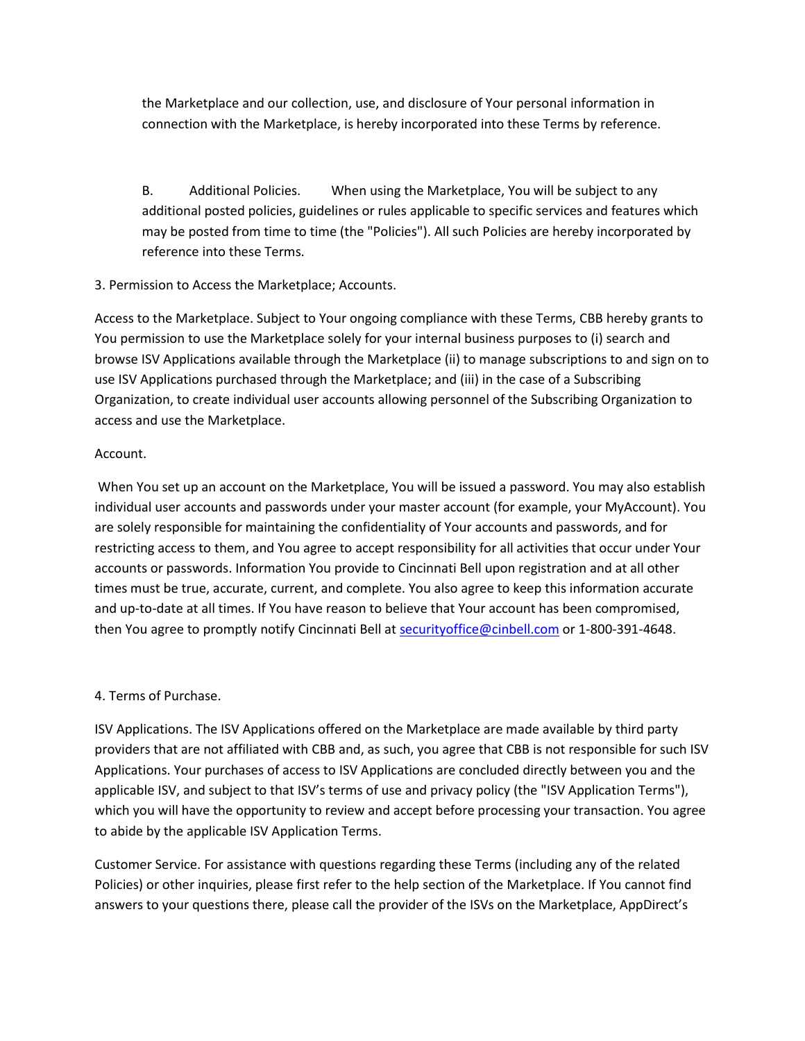the Marketplace and our collection, use, and disclosure of Your personal information in connection with the Marketplace, is hereby incorporated into these Terms by reference.

B. Additional Policies. When using the Marketplace, You will be subject to any additional posted policies, guidelines or rules applicable to specific services and features which may be posted from time to time (the "Policies"). All such Policies are hereby incorporated by reference into these Terms.

3. Permission to Access the Marketplace; Accounts.

Access to the Marketplace. Subject to Your ongoing compliance with these Terms, CBB hereby grants to You permission to use the Marketplace solely for your internal business purposes to (i) search and browse ISV Applications available through the Marketplace (ii) to manage subscriptions to and sign on to use ISV Applications purchased through the Marketplace; and (iii) in the case of a Subscribing Organization, to create individual user accounts allowing personnel of the Subscribing Organization to access and use the Marketplace.

Account.

When You set up an account on the Marketplace, You will be issued a password. You may also establish individual user accounts and passwords under your master account (for example, your MyAccount). You are solely responsible for maintaining the confidentiality of Your accounts and passwords, and for restricting access to them, and You agree to accept responsibility for all activities that occur under Your accounts or passwords. Information You provide to Cincinnati Bell upon registration and at all other times must be true, accurate, current, and complete. You also agree to keep this information accurate and up-to-date at all times. If You have reason to believe that Your account has been compromised, then You agree to promptly notify Cincinnati Bell at securityoffice@cinbell.com or 1-800-391-4648.

4. Terms of Purchase.

ISV Applications. The ISV Applications offered on the Marketplace are made available by third party providers that are not affiliated with CBB and, as such, you agree that CBB is not responsible for such ISV Applications. Your purchases of access to ISV Applications are concluded directly between you and the applicable ISV, and subject to that ISV's terms of use and privacy policy (the "ISV Application Terms"), which you will have the opportunity to review and accept before processing your transaction. You agree to abide by the applicable ISV Application Terms.

Customer Service. For assistance with questions regarding these Terms (including any of the related Policies) or other inquiries, please first refer to the help section of the Marketplace. If You cannot find answers to your questions there, please call the provider of the ISVs on the Marketplace, AppDirect's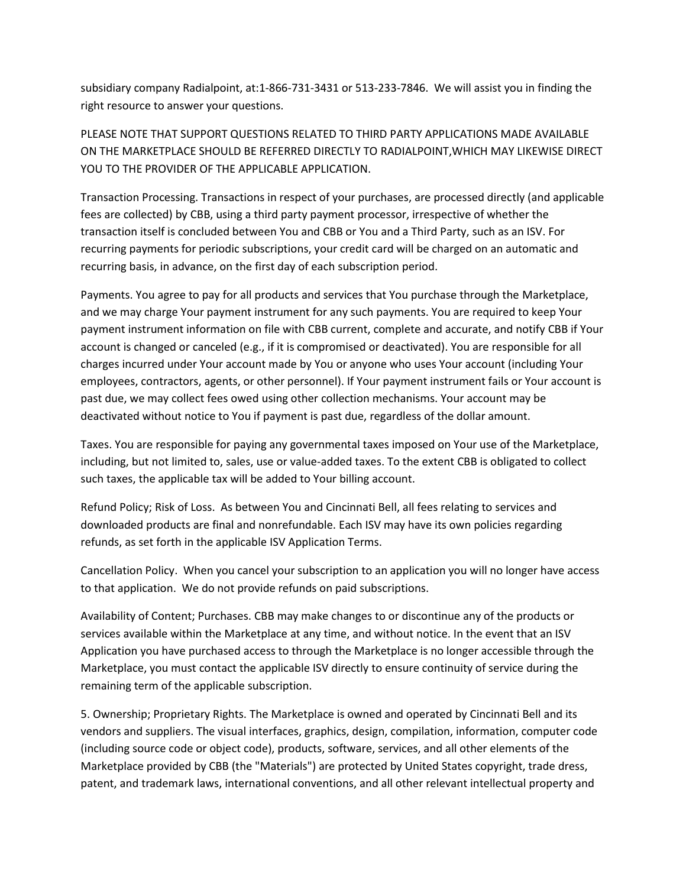subsidiary company Radialpoint, at:1-866-731-3431 or 513-233-7846. We will assist you in finding the right resource to answer your questions.

PLEASE NOTE THAT SUPPORT QUESTIONS RELATED TO THIRD PARTY APPLICATIONS MADE AVAILABLE ON THE MARKETPLACE SHOULD BE REFERRED DIRECTLY TO RADIALPOINT,WHICH MAY LIKEWISE DIRECT YOU TO THE PROVIDER OF THE APPLICABLE APPLICATION.

Transaction Processing. Transactions in respect of your purchases, are processed directly (and applicable fees are collected) by CBB, using a third party payment processor, irrespective of whether the transaction itself is concluded between You and CBB or You and a Third Party, such as an ISV. For recurring payments for periodic subscriptions, your credit card will be charged on an automatic and recurring basis, in advance, on the first day of each subscription period.

Payments. You agree to pay for all products and services that You purchase through the Marketplace, and we may charge Your payment instrument for any such payments. You are required to keep Your payment instrument information on file with CBB current, complete and accurate, and notify CBB if Your account is changed or canceled (e.g., if it is compromised or deactivated). You are responsible for all charges incurred under Your account made by You or anyone who uses Your account (including Your employees, contractors, agents, or other personnel). If Your payment instrument fails or Your account is past due, we may collect fees owed using other collection mechanisms. Your account may be deactivated without notice to You if payment is past due, regardless of the dollar amount.

Taxes. You are responsible for paying any governmental taxes imposed on Your use of the Marketplace, including, but not limited to, sales, use or value-added taxes. To the extent CBB is obligated to collect such taxes, the applicable tax will be added to Your billing account.

Refund Policy; Risk of Loss. As between You and Cincinnati Bell, all fees relating to services and downloaded products are final and nonrefundable. Each ISV may have its own policies regarding refunds, as set forth in the applicable ISV Application Terms.

Cancellation Policy. When you cancel your subscription to an application you will no longer have access to that application. We do not provide refunds on paid subscriptions.

Availability of Content; Purchases. CBB may make changes to or discontinue any of the products or services available within the Marketplace at any time, and without notice. In the event that an ISV Application you have purchased access to through the Marketplace is no longer accessible through the Marketplace, you must contact the applicable ISV directly to ensure continuity of service during the remaining term of the applicable subscription.

5. Ownership; Proprietary Rights. The Marketplace is owned and operated by Cincinnati Bell and its vendors and suppliers. The visual interfaces, graphics, design, compilation, information, computer code (including source code or object code), products, software, services, and all other elements of the Marketplace provided by CBB (the "Materials") are protected by United States copyright, trade dress, patent, and trademark laws, international conventions, and all other relevant intellectual property and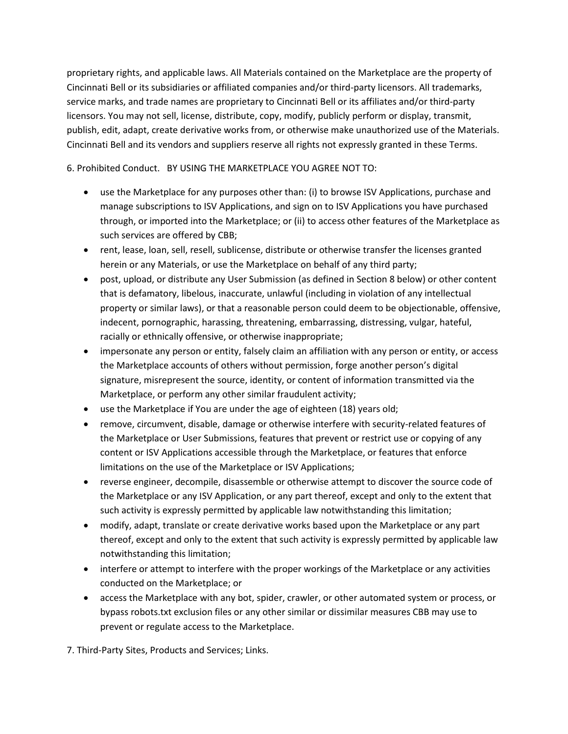proprietary rights, and applicable laws. All Materials contained on the Marketplace are the property of Cincinnati Bell or its subsidiaries or affiliated companies and/or third-party licensors. All trademarks, service marks, and trade names are proprietary to Cincinnati Bell or its affiliates and/or third-party licensors. You may not sell, license, distribute, copy, modify, publicly perform or display, transmit, publish, edit, adapt, create derivative works from, or otherwise make unauthorized use of the Materials. Cincinnati Bell and its vendors and suppliers reserve all rights not expressly granted in these Terms.

6. Prohibited Conduct. BY USING THE MARKETPLACE YOU AGREE NOT TO:

- use the Marketplace for any purposes other than: (i) to browse ISV Applications, purchase and manage subscriptions to ISV Applications, and sign on to ISV Applications you have purchased through, or imported into the Marketplace; or (ii) to access other features of the Marketplace as such services are offered by CBB;
- rent, lease, loan, sell, resell, sublicense, distribute or otherwise transfer the licenses granted herein or any Materials, or use the Marketplace on behalf of any third party;
- post, upload, or distribute any User Submission (as defined in Section 8 below) or other content that is defamatory, libelous, inaccurate, unlawful (including in violation of any intellectual property or similar laws), or that a reasonable person could deem to be objectionable, offensive, indecent, pornographic, harassing, threatening, embarrassing, distressing, vulgar, hateful, racially or ethnically offensive, or otherwise inappropriate;
- impersonate any person or entity, falsely claim an affiliation with any person or entity, or access the Marketplace accounts of others without permission, forge another person's digital signature, misrepresent the source, identity, or content of information transmitted via the Marketplace, or perform any other similar fraudulent activity;
- use the Marketplace if You are under the age of eighteen (18) years old;
- remove, circumvent, disable, damage or otherwise interfere with security-related features of the Marketplace or User Submissions, features that prevent or restrict use or copying of any content or ISV Applications accessible through the Marketplace, or features that enforce limitations on the use of the Marketplace or ISV Applications;
- reverse engineer, decompile, disassemble or otherwise attempt to discover the source code of the Marketplace or any ISV Application, or any part thereof, except and only to the extent that such activity is expressly permitted by applicable law notwithstanding this limitation;
- modify, adapt, translate or create derivative works based upon the Marketplace or any part thereof, except and only to the extent that such activity is expressly permitted by applicable law notwithstanding this limitation;
- interfere or attempt to interfere with the proper workings of the Marketplace or any activities conducted on the Marketplace; or
- access the Marketplace with any bot, spider, crawler, or other automated system or process, or bypass robots.txt exclusion files or any other similar or dissimilar measures CBB may use to prevent or regulate access to the Marketplace.

7. Third-Party Sites, Products and Services; Links.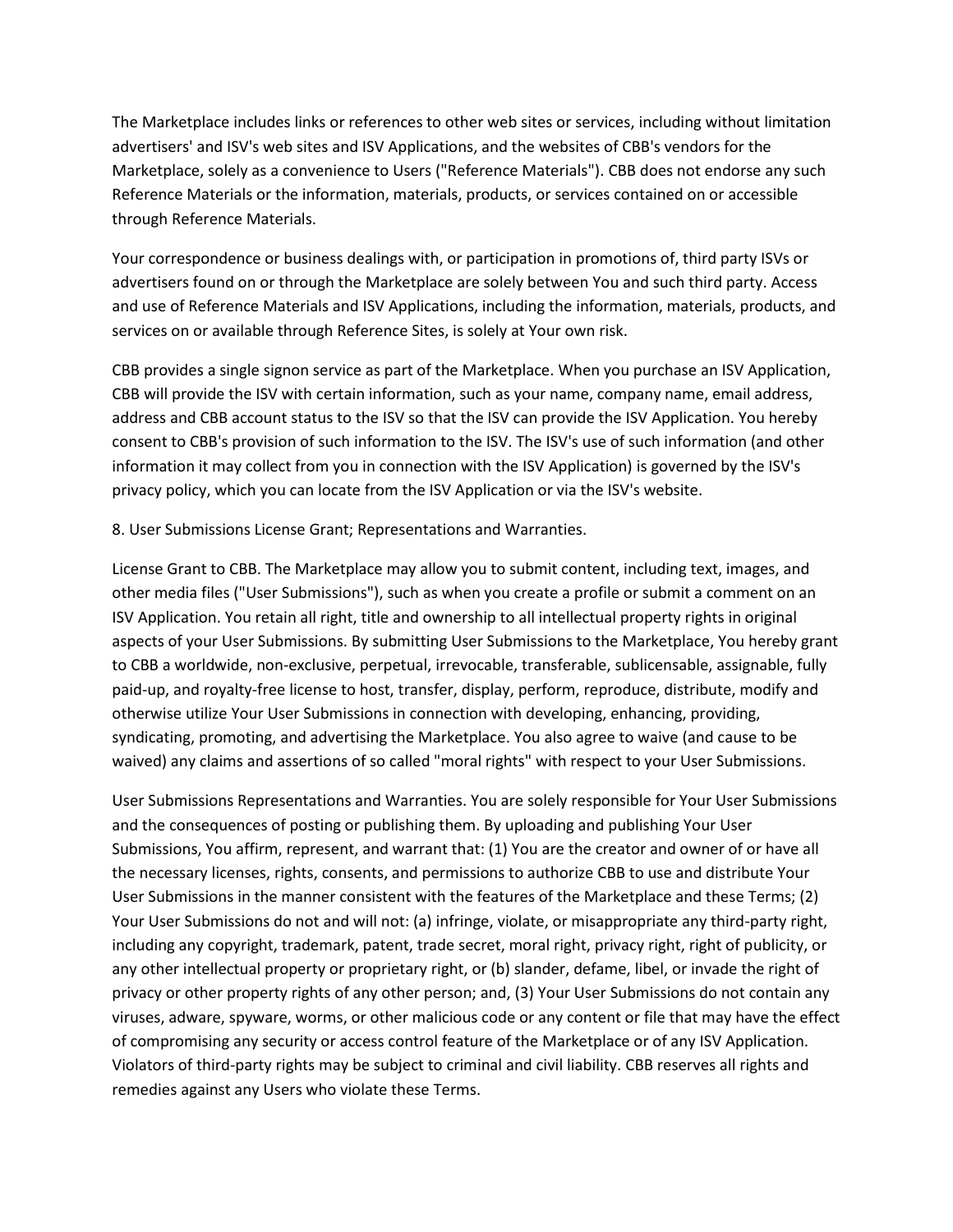The Marketplace includes links or references to other web sites or services, including without limitation advertisers' and ISV's web sites and ISV Applications, and the websites of CBB's vendors for the Marketplace, solely as a convenience to Users ("Reference Materials"). CBB does not endorse any such Reference Materials or the information, materials, products, or services contained on or accessible through Reference Materials.

Your correspondence or business dealings with, or participation in promotions of, third party ISVs or advertisers found on or through the Marketplace are solely between You and such third party. Access and use of Reference Materials and ISV Applications, including the information, materials, products, and services on or available through Reference Sites, is solely at Your own risk.

CBB provides a single signon service as part of the Marketplace. When you purchase an ISV Application, CBB will provide the ISV with certain information, such as your name, company name, email address, address and CBB account status to the ISV so that the ISV can provide the ISV Application. You hereby consent to CBB's provision of such information to the ISV. The ISV's use of such information (and other information it may collect from you in connection with the ISV Application) is governed by the ISV's privacy policy, which you can locate from the ISV Application or via the ISV's website.

8. User Submissions License Grant; Representations and Warranties.

License Grant to CBB. The Marketplace may allow you to submit content, including text, images, and other media files ("User Submissions"), such as when you create a profile or submit a comment on an ISV Application. You retain all right, title and ownership to all intellectual property rights in original aspects of your User Submissions. By submitting User Submissions to the Marketplace, You hereby grant to CBB a worldwide, non-exclusive, perpetual, irrevocable, transferable, sublicensable, assignable, fully paid-up, and royalty-free license to host, transfer, display, perform, reproduce, distribute, modify and otherwise utilize Your User Submissions in connection with developing, enhancing, providing, syndicating, promoting, and advertising the Marketplace. You also agree to waive (and cause to be waived) any claims and assertions of so called "moral rights" with respect to your User Submissions.

User Submissions Representations and Warranties. You are solely responsible for Your User Submissions and the consequences of posting or publishing them. By uploading and publishing Your User Submissions, You affirm, represent, and warrant that: (1) You are the creator and owner of or have all the necessary licenses, rights, consents, and permissions to authorize CBB to use and distribute Your User Submissions in the manner consistent with the features of the Marketplace and these Terms; (2) Your User Submissions do not and will not: (a) infringe, violate, or misappropriate any third-party right, including any copyright, trademark, patent, trade secret, moral right, privacy right, right of publicity, or any other intellectual property or proprietary right, or (b) slander, defame, libel, or invade the right of privacy or other property rights of any other person; and, (3) Your User Submissions do not contain any viruses, adware, spyware, worms, or other malicious code or any content or file that may have the effect of compromising any security or access control feature of the Marketplace or of any ISV Application. Violators of third-party rights may be subject to criminal and civil liability. CBB reserves all rights and remedies against any Users who violate these Terms.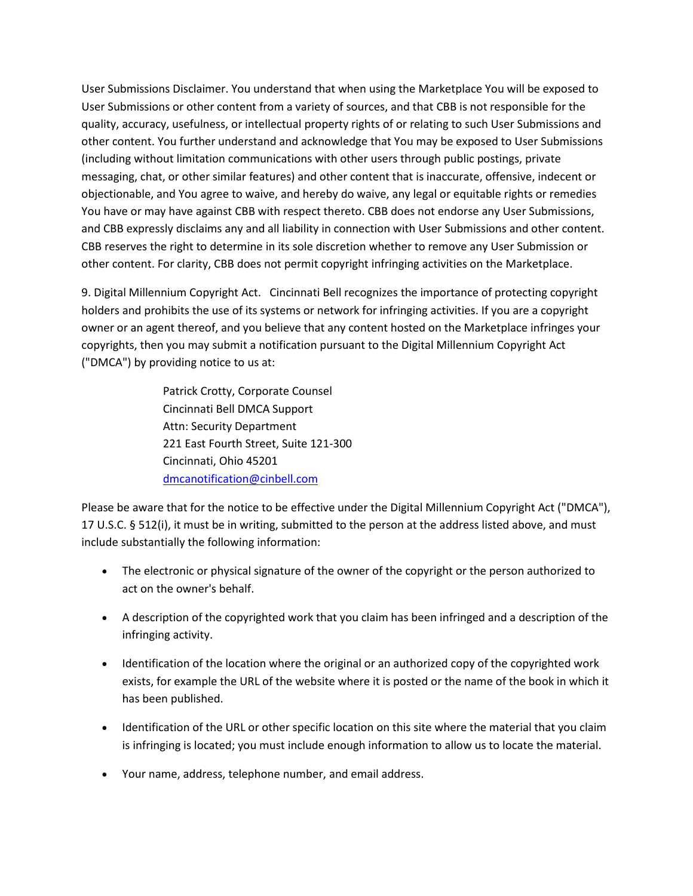User Submissions Disclaimer. You understand that when using the Marketplace You will be exposed to User Submissions or other content from a variety of sources, and that CBB is not responsible for the quality, accuracy, usefulness, or intellectual property rights of or relating to such User Submissions and other content. You further understand and acknowledge that You may be exposed to User Submissions (including without limitation communications with other users through public postings, private messaging, chat, or other similar features) and other content that is inaccurate, offensive, indecent or objectionable, and You agree to waive, and hereby do waive, any legal or equitable rights or remedies You have or may have against CBB with respect thereto. CBB does not endorse any User Submissions, and CBB expressly disclaims any and all liability in connection with User Submissions and other content. CBB reserves the right to determine in its sole discretion whether to remove any User Submission or other content. For clarity, CBB does not permit copyright infringing activities on the Marketplace.

9. Digital Millennium Copyright Act. Cincinnati Bell recognizes the importance of protecting copyright holders and prohibits the use of its systems or network for infringing activities. If you are a copyright owner or an agent thereof, and you believe that any content hosted on the Marketplace infringes your copyrights, then you may submit a notification pursuant to the Digital Millennium Copyright Act ("DMCA") by providing notice to us at:

Patrick Crotty, Corporate Counsel
Cincinnati Bell DMCA Support
Attn: Security Department
221 East Fourth Street, Suite 121-300
Cincinnati, Ohio 45201
dmcanotification@cinbell.com

Please be aware that for the notice to be effective under the Digital Millennium Copyright Act ("DMCA"), 17 U.S.C. § 512(i), it must be in writing, submitted to the person at the address listed above, and must include substantially the following information:

- The electronic or physical signature of the owner of the copyright or the person authorized to act on the owner's behalf.
- A description of the copyrighted work that you claim has been infringed and a description of the infringing activity.
- Identification of the location where the original or an authorized copy of the copyrighted work exists, for example the URL of the website where it is posted or the name of the book in which it has been published.
- Identification of the URL or other specific location on this site where the material that you claim is infringing is located; you must include enough information to allow us to locate the material.
- Your name, address, telephone number, and email address.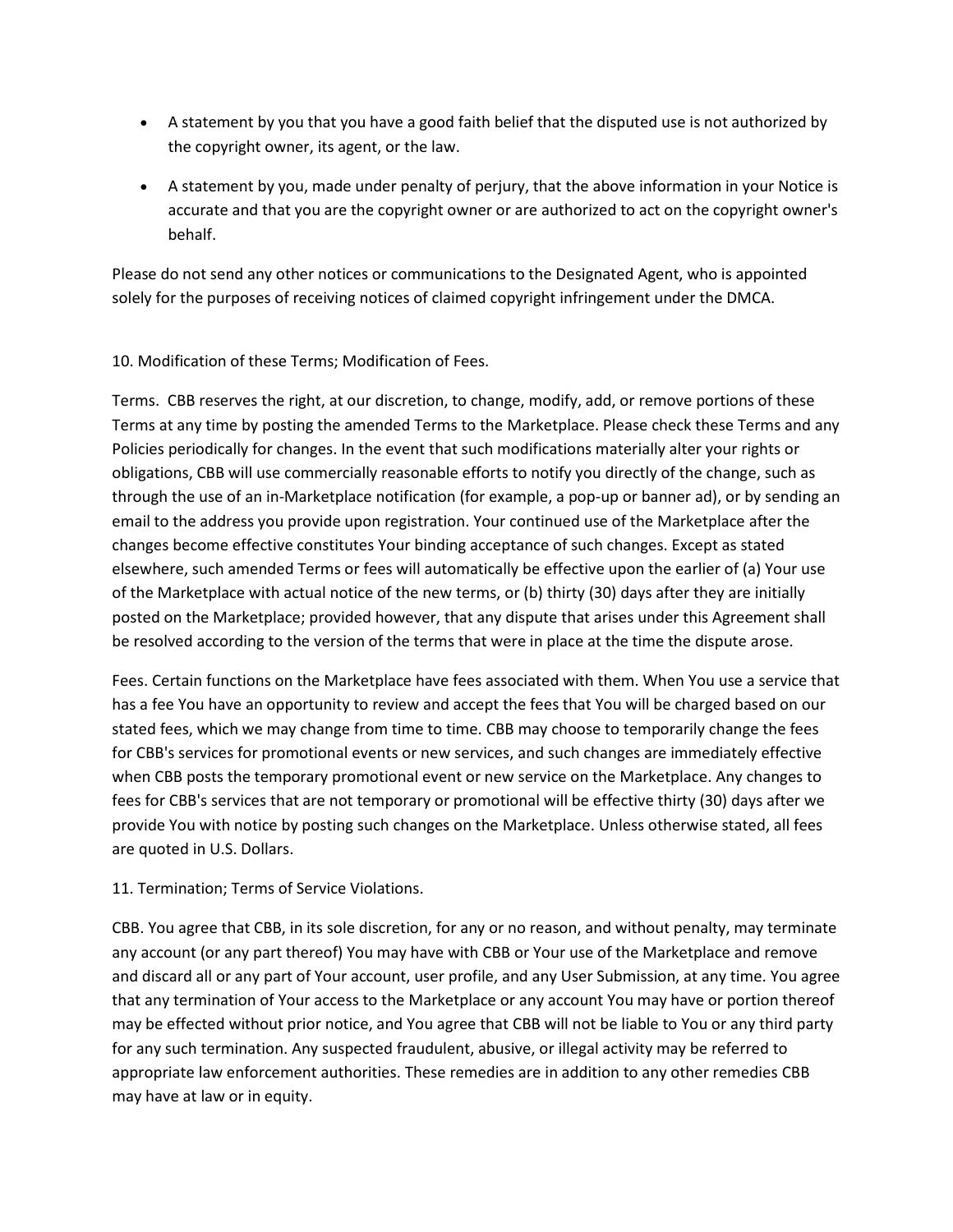- A statement by you that you have a good faith belief that the disputed use is not authorized by the copyright owner, its agent, or the law.
- A statement by you, made under penalty of perjury, that the above information in your Notice is accurate and that you are the copyright owner or are authorized to act on the copyright owner's behalf.

Please do not send any other notices or communications to the Designated Agent, who is appointed solely for the purposes of receiving notices of claimed copyright infringement under the DMCA.

10. Modification of these Terms; Modification of Fees.

Terms. CBB reserves the right, at our discretion, to change, modify, add, or remove portions of these Terms at any time by posting the amended Terms to the Marketplace. Please check these Terms and any Policies periodically for changes. In the event that such modifications materially alter your rights or obligations, CBB will use commercially reasonable efforts to notify you directly of the change, such as through the use of an in-Marketplace notification (for example, a pop-up or banner ad), or by sending an email to the address you provide upon registration. Your continued use of the Marketplace after the changes become effective constitutes Your binding acceptance of such changes. Except as stated elsewhere, such amended Terms or fees will automatically be effective upon the earlier of (a) Your use of the Marketplace with actual notice of the new terms, or (b) thirty (30) days after they are initially posted on the Marketplace; provided however, that any dispute that arises under this Agreement shall be resolved according to the version of the terms that were in place at the time the dispute arose.

Fees. Certain functions on the Marketplace have fees associated with them. When You use a service that has a fee You have an opportunity to review and accept the fees that You will be charged based on our stated fees, which we may change from time to time. CBB may choose to temporarily change the fees for CBB's services for promotional events or new services, and such changes are immediately effective when CBB posts the temporary promotional event or new service on the Marketplace. Any changes to fees for CBB's services that are not temporary or promotional will be effective thirty (30) days after we provide You with notice by posting such changes on the Marketplace. Unless otherwise stated, all fees are quoted in U.S. Dollars.

11. Termination; Terms of Service Violations.

CBB. You agree that CBB, in its sole discretion, for any or no reason, and without penalty, may terminate any account (or any part thereof) You may have with CBB or Your use of the Marketplace and remove and discard all or any part of Your account, user profile, and any User Submission, at any time. You agree that any termination of Your access to the Marketplace or any account You may have or portion thereof may be effected without prior notice, and You agree that CBB will not be liable to You or any third party for any such termination. Any suspected fraudulent, abusive, or illegal activity may be referred to appropriate law enforcement authorities. These remedies are in addition to any other remedies CBB may have at law or in equity.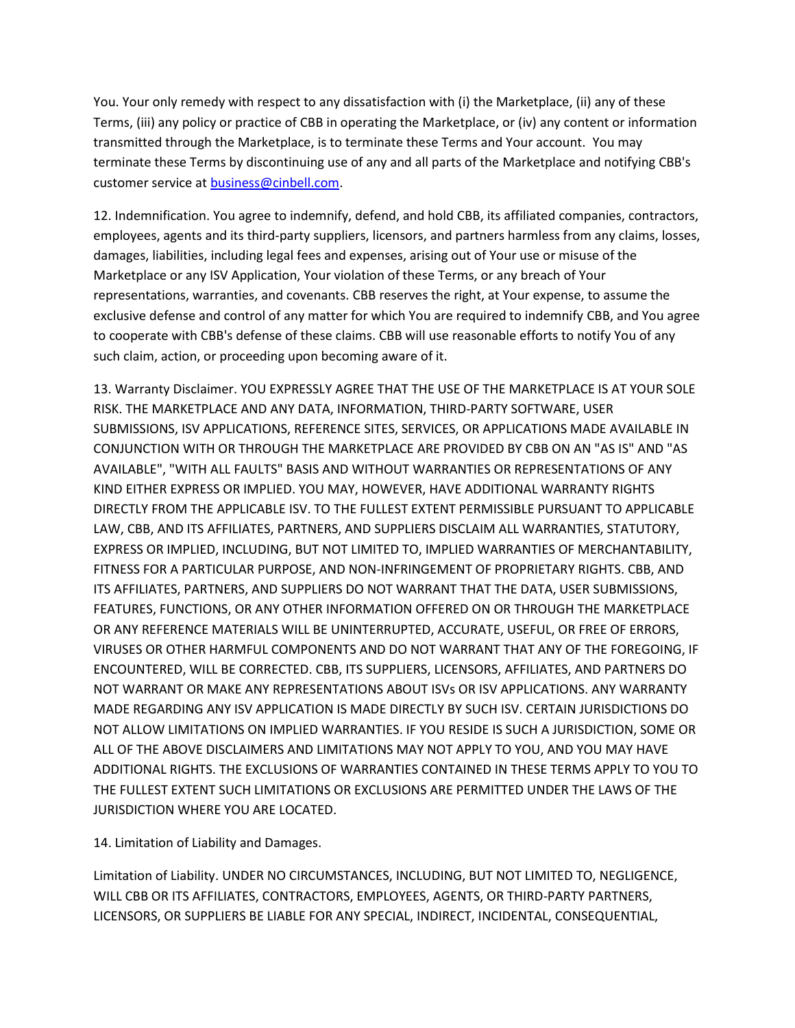You. Your only remedy with respect to any dissatisfaction with (i) the Marketplace, (ii) any of these Terms, (iii) any policy or practice of CBB in operating the Marketplace, or (iv) any content or information transmitted through the Marketplace, is to terminate these Terms and Your account. You may terminate these Terms by discontinuing use of any and all parts of the Marketplace and notifying CBB's customer service at business@cinbell.com.

12. Indemnification. You agree to indemnify, defend, and hold CBB, its affiliated companies, contractors, employees, agents and its third-party suppliers, licensors, and partners harmless from any claims, losses, damages, liabilities, including legal fees and expenses, arising out of Your use or misuse of the Marketplace or any ISV Application, Your violation of these Terms, or any breach of Your representations, warranties, and covenants. CBB reserves the right, at Your expense, to assume the exclusive defense and control of any matter for which You are required to indemnify CBB, and You agree to cooperate with CBB's defense of these claims. CBB will use reasonable efforts to notify You of any such claim, action, or proceeding upon becoming aware of it.

13. Warranty Disclaimer. YOU EXPRESSLY AGREE THAT THE USE OF THE MARKETPLACE IS AT YOUR SOLE RISK. THE MARKETPLACE AND ANY DATA, INFORMATION, THIRD-PARTY SOFTWARE, USER SUBMISSIONS, ISV APPLICATIONS, REFERENCE SITES, SERVICES, OR APPLICATIONS MADE AVAILABLE IN CONJUNCTION WITH OR THROUGH THE MARKETPLACE ARE PROVIDED BY CBB ON AN "AS IS" AND "AS AVAILABLE", "WITH ALL FAULTS" BASIS AND WITHOUT WARRANTIES OR REPRESENTATIONS OF ANY KIND EITHER EXPRESS OR IMPLIED. YOU MAY, HOWEVER, HAVE ADDITIONAL WARRANTY RIGHTS DIRECTLY FROM THE APPLICABLE ISV. TO THE FULLEST EXTENT PERMISSIBLE PURSUANT TO APPLICABLE LAW, CBB, AND ITS AFFILIATES, PARTNERS, AND SUPPLIERS DISCLAIM ALL WARRANTIES, STATUTORY, EXPRESS OR IMPLIED, INCLUDING, BUT NOT LIMITED TO, IMPLIED WARRANTIES OF MERCHANTABILITY, FITNESS FOR A PARTICULAR PURPOSE, AND NON-INFRINGEMENT OF PROPRIETARY RIGHTS. CBB, AND ITS AFFILIATES, PARTNERS, AND SUPPLIERS DO NOT WARRANT THAT THE DATA, USER SUBMISSIONS, FEATURES, FUNCTIONS, OR ANY OTHER INFORMATION OFFERED ON OR THROUGH THE MARKETPLACE OR ANY REFERENCE MATERIALS WILL BE UNINTERRUPTED, ACCURATE, USEFUL, OR FREE OF ERRORS, VIRUSES OR OTHER HARMFUL COMPONENTS AND DO NOT WARRANT THAT ANY OF THE FOREGOING, IF ENCOUNTERED, WILL BE CORRECTED. CBB, ITS SUPPLIERS, LICENSORS, AFFILIATES, AND PARTNERS DO NOT WARRANT OR MAKE ANY REPRESENTATIONS ABOUT ISVs OR ISV APPLICATIONS. ANY WARRANTY MADE REGARDING ANY ISV APPLICATION IS MADE DIRECTLY BY SUCH ISV. CERTAIN JURISDICTIONS DO NOT ALLOW LIMITATIONS ON IMPLIED WARRANTIES. IF YOU RESIDE IS SUCH A JURISDICTION, SOME OR ALL OF THE ABOVE DISCLAIMERS AND LIMITATIONS MAY NOT APPLY TO YOU, AND YOU MAY HAVE ADDITIONAL RIGHTS. THE EXCLUSIONS OF WARRANTIES CONTAINED IN THESE TERMS APPLY TO YOU TO THE FULLEST EXTENT SUCH LIMITATIONS OR EXCLUSIONS ARE PERMITTED UNDER THE LAWS OF THE JURISDICTION WHERE YOU ARE LOCATED.

14. Limitation of Liability and Damages.

Limitation of Liability. UNDER NO CIRCUMSTANCES, INCLUDING, BUT NOT LIMITED TO, NEGLIGENCE, WILL CBB OR ITS AFFILIATES, CONTRACTORS, EMPLOYEES, AGENTS, OR THIRD-PARTY PARTNERS, LICENSORS, OR SUPPLIERS BE LIABLE FOR ANY SPECIAL, INDIRECT, INCIDENTAL, CONSEQUENTIAL,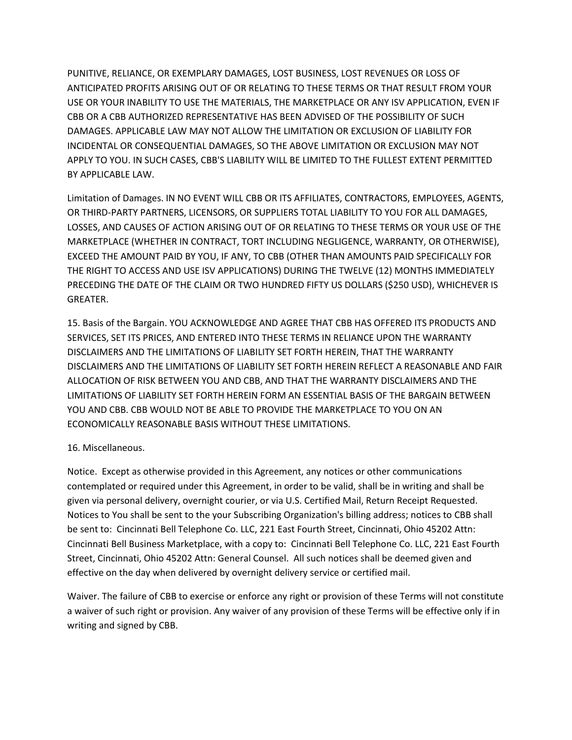PUNITIVE, RELIANCE, OR EXEMPLARY DAMAGES, LOST BUSINESS, LOST REVENUES OR LOSS OF ANTICIPATED PROFITS ARISING OUT OF OR RELATING TO THESE TERMS OR THAT RESULT FROM YOUR USE OR YOUR INABILITY TO USE THE MATERIALS, THE MARKETPLACE OR ANY ISV APPLICATION, EVEN IF CBB OR A CBB AUTHORIZED REPRESENTATIVE HAS BEEN ADVISED OF THE POSSIBILITY OF SUCH DAMAGES. APPLICABLE LAW MAY NOT ALLOW THE LIMITATION OR EXCLUSION OF LIABILITY FOR INCIDENTAL OR CONSEQUENTIAL DAMAGES, SO THE ABOVE LIMITATION OR EXCLUSION MAY NOT APPLY TO YOU. IN SUCH CASES, CBB'S LIABILITY WILL BE LIMITED TO THE FULLEST EXTENT PERMITTED BY APPLICABLE LAW.

Limitation of Damages. IN NO EVENT WILL CBB OR ITS AFFILIATES, CONTRACTORS, EMPLOYEES, AGENTS, OR THIRD-PARTY PARTNERS, LICENSORS, OR SUPPLIERS TOTAL LIABILITY TO YOU FOR ALL DAMAGES, LOSSES, AND CAUSES OF ACTION ARISING OUT OF OR RELATING TO THESE TERMS OR YOUR USE OF THE MARKETPLACE (WHETHER IN CONTRACT, TORT INCLUDING NEGLIGENCE, WARRANTY, OR OTHERWISE), EXCEED THE AMOUNT PAID BY YOU, IF ANY, TO CBB (OTHER THAN AMOUNTS PAID SPECIFICALLY FOR THE RIGHT TO ACCESS AND USE ISV APPLICATIONS) DURING THE TWELVE (12) MONTHS IMMEDIATELY PRECEDING THE DATE OF THE CLAIM OR TWO HUNDRED FIFTY US DOLLARS ($250 USD), WHICHEVER IS GREATER.

15. Basis of the Bargain. YOU ACKNOWLEDGE AND AGREE THAT CBB HAS OFFERED ITS PRODUCTS AND SERVICES, SET ITS PRICES, AND ENTERED INTO THESE TERMS IN RELIANCE UPON THE WARRANTY DISCLAIMERS AND THE LIMITATIONS OF LIABILITY SET FORTH HEREIN, THAT THE WARRANTY DISCLAIMERS AND THE LIMITATIONS OF LIABILITY SET FORTH HEREIN REFLECT A REASONABLE AND FAIR ALLOCATION OF RISK BETWEEN YOU AND CBB, AND THAT THE WARRANTY DISCLAIMERS AND THE LIMITATIONS OF LIABILITY SET FORTH HEREIN FORM AN ESSENTIAL BASIS OF THE BARGAIN BETWEEN YOU AND CBB. CBB WOULD NOT BE ABLE TO PROVIDE THE MARKETPLACE TO YOU ON AN ECONOMICALLY REASONABLE BASIS WITHOUT THESE LIMITATIONS.

16. Miscellaneous.

Notice. Except as otherwise provided in this Agreement, any notices or other communications contemplated or required under this Agreement, in order to be valid, shall be in writing and shall be given via personal delivery, overnight courier, or via U.S. Certified Mail, Return Receipt Requested. Notices to You shall be sent to the your Subscribing Organization's billing address; notices to CBB shall be sent to: Cincinnati Bell Telephone Co. LLC, 221 East Fourth Street, Cincinnati, Ohio 45202 Attn: Cincinnati Bell Business Marketplace, with a copy to: Cincinnati Bell Telephone Co. LLC, 221 East Fourth Street, Cincinnati, Ohio 45202 Attn: General Counsel. All such notices shall be deemed given and effective on the day when delivered by overnight delivery service or certified mail.

Waiver. The failure of CBB to exercise or enforce any right or provision of these Terms will not constitute a waiver of such right or provision. Any waiver of any provision of these Terms will be effective only if in writing and signed by CBB.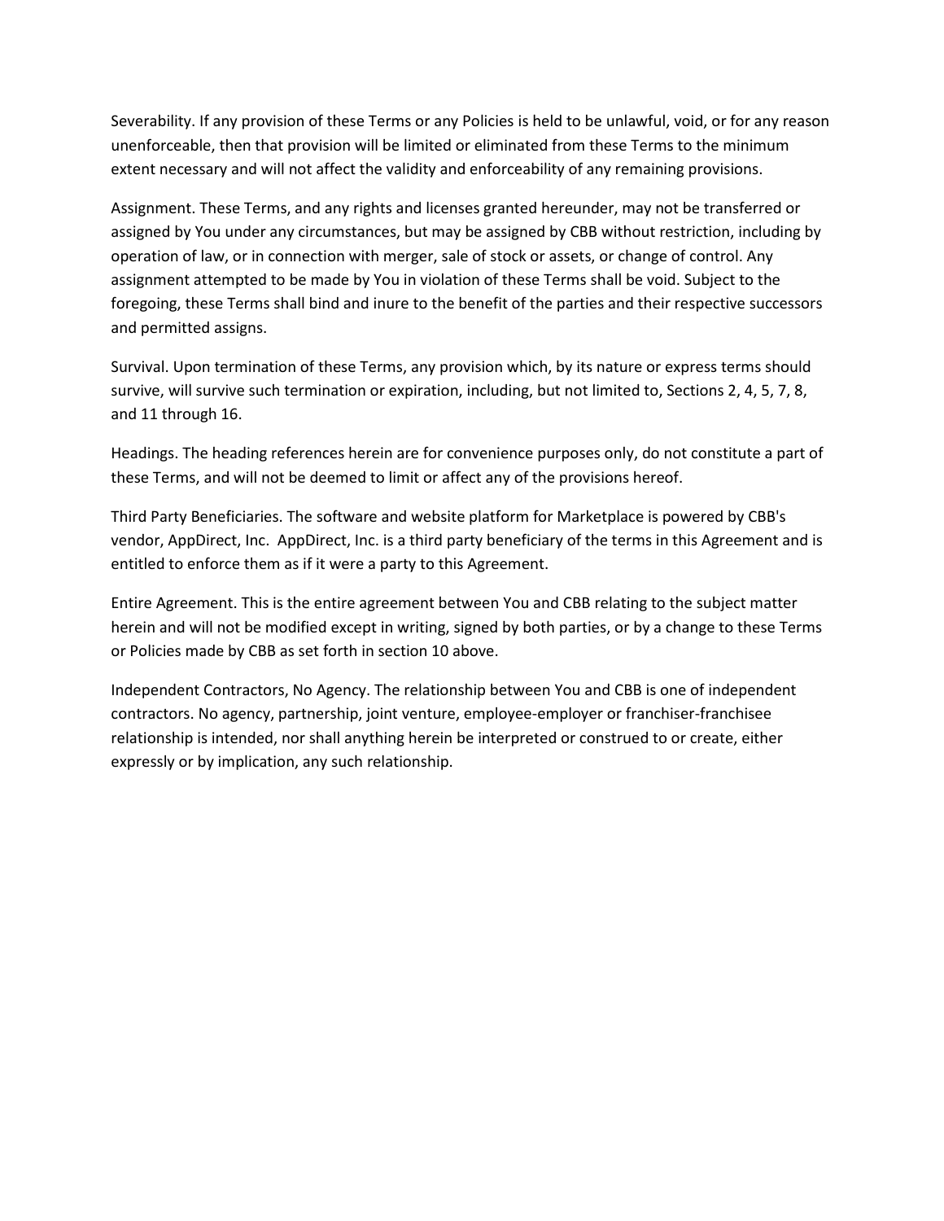Severability. If any provision of these Terms or any Policies is held to be unlawful, void, or for any reason unenforceable, then that provision will be limited or eliminated from these Terms to the minimum extent necessary and will not affect the validity and enforceability of any remaining provisions.

Assignment. These Terms, and any rights and licenses granted hereunder, may not be transferred or assigned by You under any circumstances, but may be assigned by CBB without restriction, including by operation of law, or in connection with merger, sale of stock or assets, or change of control. Any assignment attempted to be made by You in violation of these Terms shall be void. Subject to the foregoing, these Terms shall bind and inure to the benefit of the parties and their respective successors and permitted assigns.

Survival. Upon termination of these Terms, any provision which, by its nature or express terms should survive, will survive such termination or expiration, including, but not limited to, Sections 2, 4, 5, 7, 8, and 11 through 16.

Headings. The heading references herein are for convenience purposes only, do not constitute a part of these Terms, and will not be deemed to limit or affect any of the provisions hereof.

Third Party Beneficiaries. The software and website platform for Marketplace is powered by CBB's vendor, AppDirect, Inc. AppDirect, Inc. is a third party beneficiary of the terms in this Agreement and is entitled to enforce them as if it were a party to this Agreement.

Entire Agreement. This is the entire agreement between You and CBB relating to the subject matter herein and will not be modified except in writing, signed by both parties, or by a change to these Terms or Policies made by CBB as set forth in section 10 above.

Independent Contractors, No Agency. The relationship between You and CBB is one of independent contractors. No agency, partnership, joint venture, employee-employer or franchiser-franchisee relationship is intended, nor shall anything herein be interpreted or construed to or create, either expressly or by implication, any such relationship.